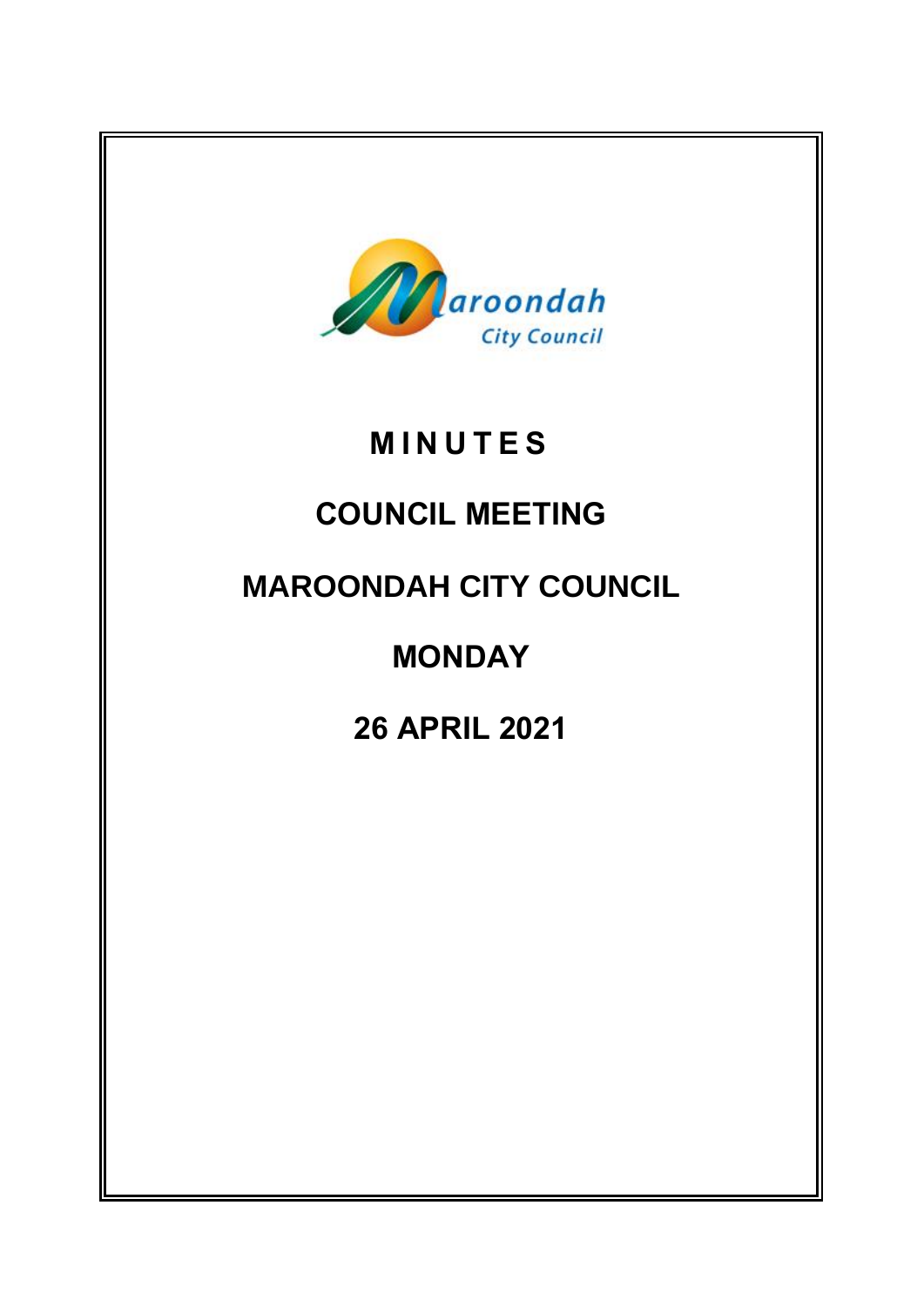Maroondah City Council

# M I N U T E S

# COUNCIL MEETING

# MAROONDAH CITY COUNCIL

# MONDAY

# 26 APRIL 2021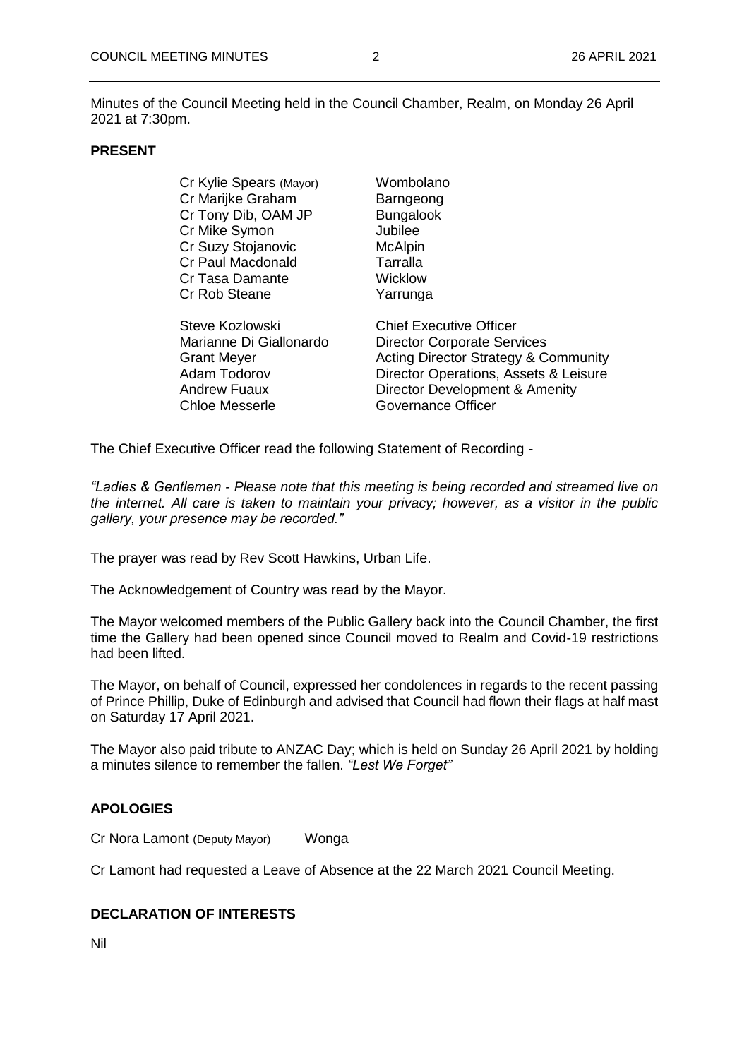Minutes of the Council Meeting held in the Council Chamber, Realm, on Monday 26 April 2021 at 7:30pm.

## PRESENT

| | |
|---|---|
| Cr Kylie Spears (Mayor) | Wombolano |
| Cr Marijke Graham | Barngeong |
| Cr Tony Dib, OAM JP | Bungalook |
| Cr Mike Symon | Jubilee |
| Cr Suzy Stojanovic | McAlpin |
| Cr Paul Macdonald | Tarralla |
| Cr Tasa Damante | Wicklow |
| Cr Rob Steane | Yarrunga |

| | |
|---|---|
| Steve Kozlowski | Chief Executive Officer |
| Marianne Di Giallonardo | Director Corporate Services |
| Grant Meyer | Acting Director Strategy & Community |
| Adam Todorov | Director Operations, Assets & Leisure |
| Andrew Fuaux | Director Development & Amenity |
| Chloe Messerle | Governance Officer |

The Chief Executive Officer read the following Statement of Recording -

*"Ladies & Gentlemen - Please note that this meeting is being recorded and streamed live on the internet. All care is taken to maintain your privacy; however, as a visitor in the public gallery, your presence may be recorded."*

The prayer was read by Rev Scott Hawkins, Urban Life.

The Acknowledgement of Country was read by the Mayor.

The Mayor welcomed members of the Public Gallery back into the Council Chamber, the first time the Gallery had been opened since Council moved to Realm and Covid-19 restrictions had been lifted.

The Mayor, on behalf of Council, expressed her condolences in regards to the recent passing of Prince Phillip, Duke of Edinburgh and advised that Council had flown their flags at half mast on Saturday 17 April 2021.

The Mayor also paid tribute to ANZAC Day; which is held on Sunday 26 April 2021 by holding a minutes silence to remember the fallen. *"Lest We Forget"*

## APOLOGIES

Cr Nora Lamont (Deputy Mayor) Wonga

Cr Lamont had requested a Leave of Absence at the 22 March 2021 Council Meeting.

## DECLARATION OF INTERESTS

Nil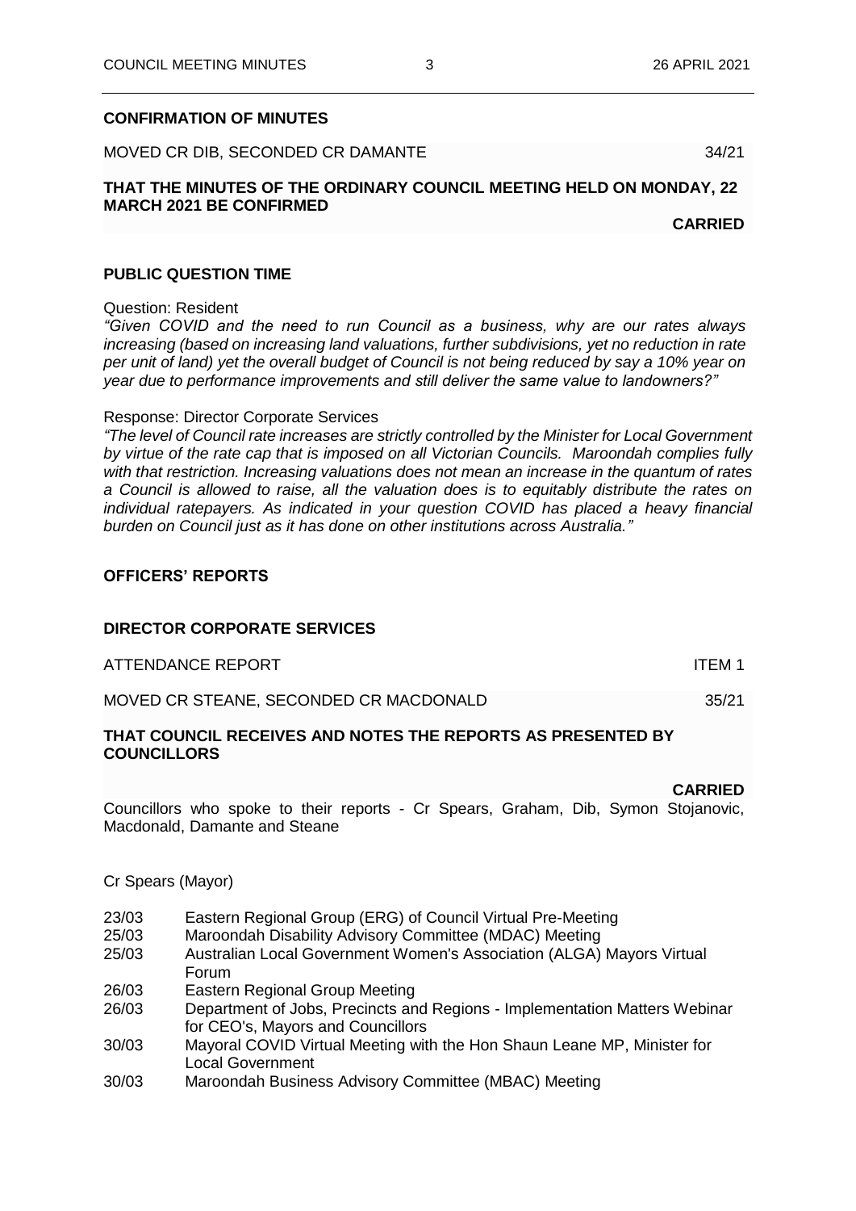**CONFIRMATION OF MINUTES**

MOVED CR DIB, SECONDED CR DAMANTE 34/21

**THAT THE MINUTES OF THE ORDINARY COUNCIL MEETING HELD ON MONDAY, 22 MARCH 2021 BE CONFIRMED**

**CARRIED**

**PUBLIC QUESTION TIME**

Question: Resident

*"Given COVID and the need to run Council as a business, why are our rates always increasing (based on increasing land valuations, further subdivisions, yet no reduction in rate per unit of land) yet the overall budget of Council is not being reduced by say a 10% year on year due to performance improvements and still deliver the same value to landowners?"*

Response: Director Corporate Services

*"The level of Council rate increases are strictly controlled by the Minister for Local Government by virtue of the rate cap that is imposed on all Victorian Councils. Maroondah complies fully with that restriction. Increasing valuations does not mean an increase in the quantum of rates a Council is allowed to raise, all the valuation does is to equitably distribute the rates on individual ratepayers. As indicated in your question COVID has placed a heavy financial burden on Council just as it has done on other institutions across Australia."*

**OFFICERS' REPORTS**

**DIRECTOR CORPORATE SERVICES**

ATTENDANCE REPORT ITEM 1

MOVED CR STEANE, SECONDED CR MACDONALD 35/21

**THAT COUNCIL RECEIVES AND NOTES THE REPORTS AS PRESENTED BY COUNCILLORS**

**CARRIED**

Councillors who spoke to their reports - Cr Spears, Graham, Dib, Symon Stojanovic, Macdonald, Damante and Steane

Cr Spears (Mayor)

| | |
|---|---|
| 23/03 | Eastern Regional Group (ERG) of Council Virtual Pre-Meeting |
| 25/03 | Maroondah Disability Advisory Committee (MDAC) Meeting |
| 25/03 | Australian Local Government Women's Association (ALGA) Mayors Virtual Forum |
| 26/03 | Eastern Regional Group Meeting |
| 26/03 | Department of Jobs, Precincts and Regions - Implementation Matters Webinar for CEO's, Mayors and Councillors |
| 30/03 | Mayoral COVID Virtual Meeting with the Hon Shaun Leane MP, Minister for Local Government |
| 30/03 | Maroondah Business Advisory Committee (MBAC) Meeting |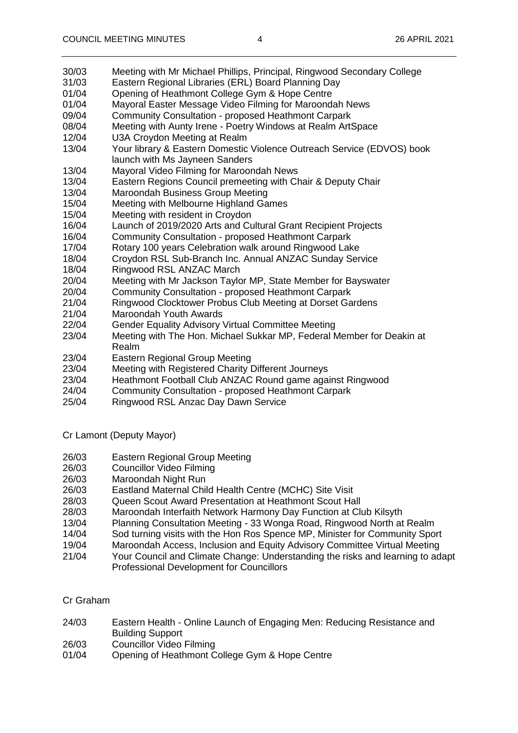| | |
|---|---|
| 30/03 | Meeting with Mr Michael Phillips, Principal, Ringwood Secondary College |
| 31/03 | Eastern Regional Libraries (ERL) Board Planning Day |
| 01/04 | Opening of Heathmont College Gym & Hope Centre |
| 01/04 | Mayoral Easter Message Video Filming for Maroondah News |
| 09/04 | Community Consultation - proposed Heathmont Carpark |
| 08/04 | Meeting with Aunty Irene - Poetry Windows at Realm ArtSpace |
| 12/04 | U3A Croydon Meeting at Realm |
| 13/04 | Your library & Eastern Domestic Violence Outreach Service (EDVOS) book launch with Ms Jayneen Sanders |
| 13/04 | Mayoral Video Filming for Maroondah News |
| 13/04 | Eastern Regions Council premeeting with Chair & Deputy Chair |
| 13/04 | Maroondah Business Group Meeting |
| 15/04 | Meeting with Melbourne Highland Games |
| 15/04 | Meeting with resident in Croydon |
| 16/04 | Launch of 2019/2020 Arts and Cultural Grant Recipient Projects |
| 16/04 | Community Consultation - proposed Heathmont Carpark |
| 17/04 | Rotary 100 years Celebration walk around Ringwood Lake |
| 18/04 | Croydon RSL Sub-Branch Inc. Annual ANZAC Sunday Service |
| 18/04 | Ringwood RSL ANZAC March |
| 20/04 | Meeting with Mr Jackson Taylor MP, State Member for Bayswater |
| 20/04 | Community Consultation - proposed Heathmont Carpark |
| 21/04 | Ringwood Clocktower Probus Club Meeting at Dorset Gardens |
| 21/04 | Maroondah Youth Awards |
| 22/04 | Gender Equality Advisory Virtual Committee Meeting |
| 23/04 | Meeting with The Hon. Michael Sukkar MP, Federal Member for Deakin at Realm |
| 23/04 | Eastern Regional Group Meeting |
| 23/04 | Meeting with Registered Charity Different Journeys |
| 23/04 | Heathmont Football Club ANZAC Round game against Ringwood |
| 24/04 | Community Consultation - proposed Heathmont Carpark |
| 25/04 | Ringwood RSL Anzac Day Dawn Service |

Cr Lamont (Deputy Mayor)

| | |
|---|---|
| 26/03 | Eastern Regional Group Meeting |
| 26/03 | Councillor Video Filming |
| 26/03 | Maroondah Night Run |
| 26/03 | Eastland Maternal Child Health Centre (MCHC) Site Visit |
| 28/03 | Queen Scout Award Presentation at Heathmont Scout Hall |
| 28/03 | Maroondah Interfaith Network Harmony Day Function at Club Kilsyth |
| 13/04 | Planning Consultation Meeting - 33 Wonga Road, Ringwood North at Realm |
| 14/04 | Sod turning visits with the Hon Ros Spence MP, Minister for Community Sport |
| 19/04 | Maroondah Access, Inclusion and Equity Advisory Committee Virtual Meeting |
| 21/04 | Your Council and Climate Change: Understanding the risks and learning to adapt Professional Development for Councillors |

Cr Graham

| | |
|---|---|
| 24/03 | Eastern Health - Online Launch of Engaging Men: Reducing Resistance and Building Support |
| 26/03 | Councillor Video Filming |
| 01/04 | Opening of Heathmont College Gym & Hope Centre |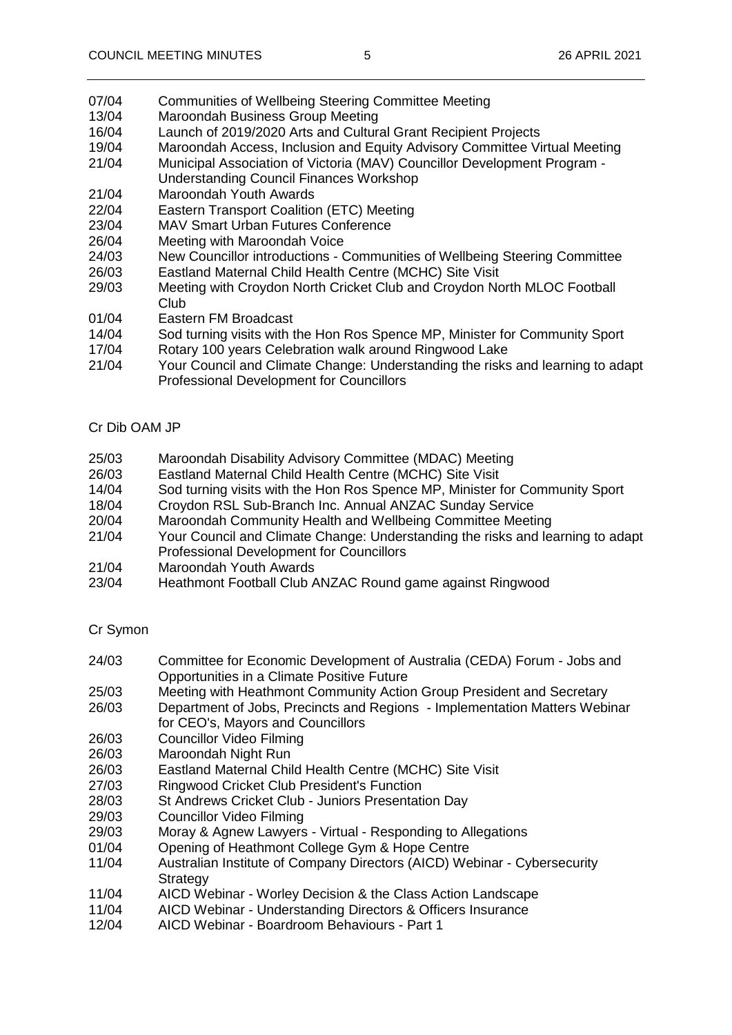| | |
|---|---|
| 07/04 | Communities of Wellbeing Steering Committee Meeting |
| 13/04 | Maroondah Business Group Meeting |
| 16/04 | Launch of 2019/2020 Arts and Cultural Grant Recipient Projects |
| 19/04 | Maroondah Access, Inclusion and Equity Advisory Committee Virtual Meeting |
| 21/04 | Municipal Association of Victoria (MAV) Councillor Development Program - Understanding Council Finances Workshop |
| 21/04 | Maroondah Youth Awards |
| 22/04 | Eastern Transport Coalition (ETC) Meeting |
| 23/04 | MAV Smart Urban Futures Conference |
| 26/04 | Meeting with Maroondah Voice |
| 24/03 | New Councillor introductions - Communities of Wellbeing Steering Committee |
| 26/03 | Eastland Maternal Child Health Centre (MCHC) Site Visit |
| 29/03 | Meeting with Croydon North Cricket Club and Croydon North MLOC Football Club |
| 01/04 | Eastern FM Broadcast |
| 14/04 | Sod turning visits with the Hon Ros Spence MP, Minister for Community Sport |
| 17/04 | Rotary 100 years Celebration walk around Ringwood Lake |
| 21/04 | Your Council and Climate Change: Understanding the risks and learning to adapt Professional Development for Councillors |

Cr Dib OAM JP

| | |
|---|---|
| 25/03 | Maroondah Disability Advisory Committee (MDAC) Meeting |
| 26/03 | Eastland Maternal Child Health Centre (MCHC) Site Visit |
| 14/04 | Sod turning visits with the Hon Ros Spence MP, Minister for Community Sport |
| 18/04 | Croydon RSL Sub-Branch Inc. Annual ANZAC Sunday Service |
| 20/04 | Maroondah Community Health and Wellbeing Committee Meeting |
| 21/04 | Your Council and Climate Change: Understanding the risks and learning to adapt Professional Development for Councillors |
| 21/04 | Maroondah Youth Awards |
| 23/04 | Heathmont Football Club ANZAC Round game against Ringwood |

Cr Symon

| | |
|---|---|
| 24/03 | Committee for Economic Development of Australia (CEDA) Forum - Jobs and Opportunities in a Climate Positive Future |
| 25/03 | Meeting with Heathmont Community Action Group President and Secretary |
| 26/03 | Department of Jobs, Precincts and Regions - Implementation Matters Webinar for CEO's, Mayors and Councillors |
| 26/03 | Councillor Video Filming |
| 26/03 | Maroondah Night Run |
| 26/03 | Eastland Maternal Child Health Centre (MCHC) Site Visit |
| 27/03 | Ringwood Cricket Club President's Function |
| 28/03 | St Andrews Cricket Club - Juniors Presentation Day |
| 29/03 | Councillor Video Filming |
| 29/03 | Moray & Agnew Lawyers - Virtual - Responding to Allegations |
| 01/04 | Opening of Heathmont College Gym & Hope Centre |
| 11/04 | Australian Institute of Company Directors (AICD) Webinar - Cybersecurity Strategy |
| 11/04 | AICD Webinar - Worley Decision & the Class Action Landscape |
| 11/04 | AICD Webinar - Understanding Directors & Officers Insurance |
| 12/04 | AICD Webinar - Boardroom Behaviours - Part 1 |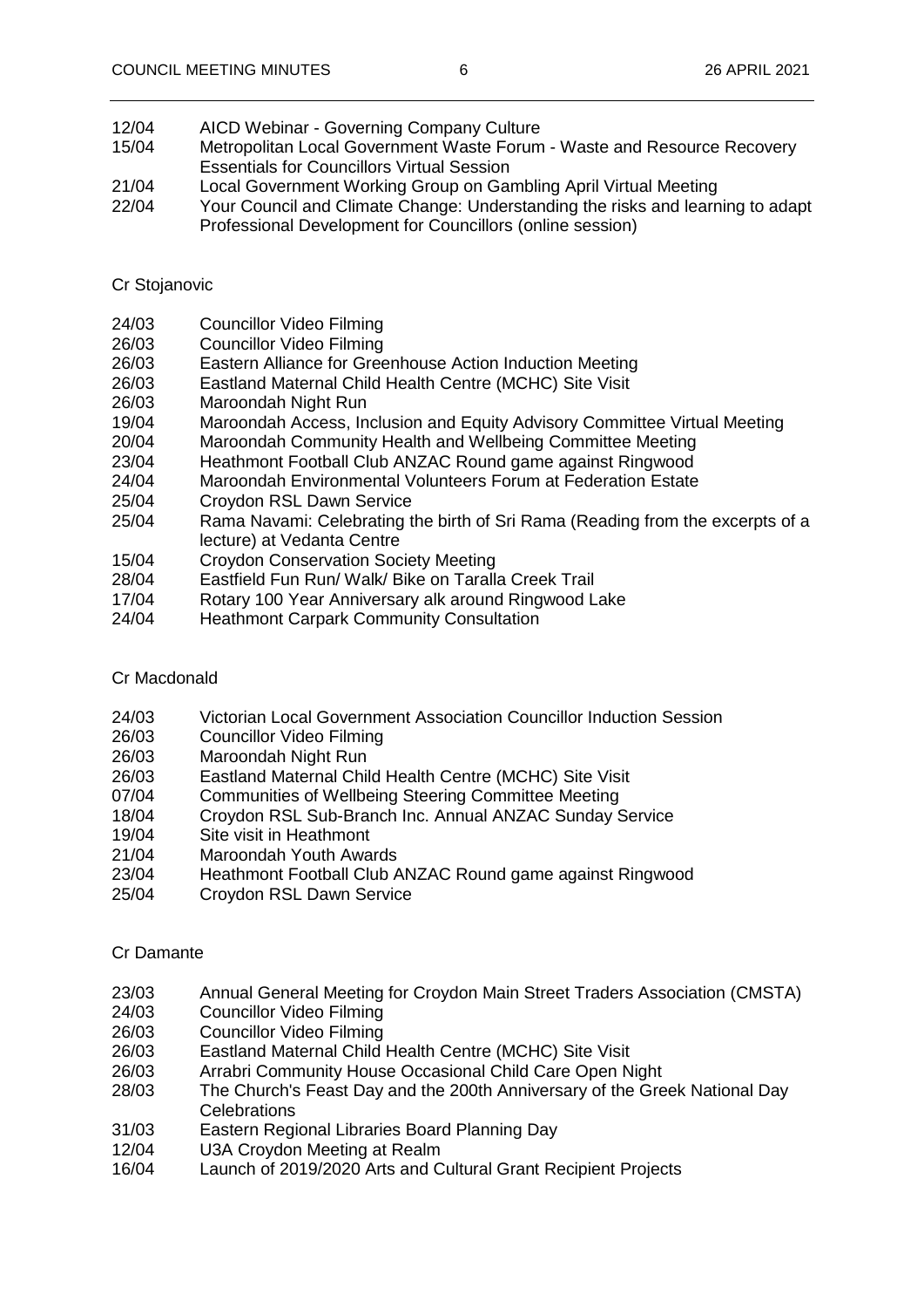| | |
|---|---|
| 12/04 | AICD Webinar - Governing Company Culture |
| 15/04 | Metropolitan Local Government Waste Forum - Waste and Resource Recovery Essentials for Councillors Virtual Session |
| 21/04 | Local Government Working Group on Gambling April Virtual Meeting |
| 22/04 | Your Council and Climate Change: Understanding the risks and learning to adapt Professional Development for Councillors (online session) |

Cr Stojanovic

| | |
|---|---|
| 24/03 | Councillor Video Filming |
| 26/03 | Councillor Video Filming |
| 26/03 | Eastern Alliance for Greenhouse Action Induction Meeting |
| 26/03 | Eastland Maternal Child Health Centre (MCHC) Site Visit |
| 26/03 | Maroondah Night Run |
| 19/04 | Maroondah Access, Inclusion and Equity Advisory Committee Virtual Meeting |
| 20/04 | Maroondah Community Health and Wellbeing Committee Meeting |
| 23/04 | Heathmont Football Club ANZAC Round game against Ringwood |
| 24/04 | Maroondah Environmental Volunteers Forum at Federation Estate |
| 25/04 | Croydon RSL Dawn Service |
| 25/04 | Rama Navami: Celebrating the birth of Sri Rama (Reading from the excerpts of a lecture) at Vedanta Centre |
| 15/04 | Croydon Conservation Society Meeting |
| 28/04 | Eastfield Fun Run/ Walk/ Bike on Taralla Creek Trail |
| 17/04 | Rotary 100 Year Anniversary alk around Ringwood Lake |
| 24/04 | Heathmont Carpark Community Consultation |

Cr Macdonald

| | |
|---|---|
| 24/03 | Victorian Local Government Association Councillor Induction Session |
| 26/03 | Councillor Video Filming |
| 26/03 | Maroondah Night Run |
| 26/03 | Eastland Maternal Child Health Centre (MCHC) Site Visit |
| 07/04 | Communities of Wellbeing Steering Committee Meeting |
| 18/04 | Croydon RSL Sub-Branch Inc. Annual ANZAC Sunday Service |
| 19/04 | Site visit in Heathmont |
| 21/04 | Maroondah Youth Awards |
| 23/04 | Heathmont Football Club ANZAC Round game against Ringwood |
| 25/04 | Croydon RSL Dawn Service |

Cr Damante

| | |
|---|---|
| 23/03 | Annual General Meeting for Croydon Main Street Traders Association (CMSTA) |
| 24/03 | Councillor Video Filming |
| 26/03 | Councillor Video Filming |
| 26/03 | Eastland Maternal Child Health Centre (MCHC) Site Visit |
| 26/03 | Arrabri Community House Occasional Child Care Open Night |
| 28/03 | The Church's Feast Day and the 200th Anniversary of the Greek National Day Celebrations |
| 31/03 | Eastern Regional Libraries Board Planning Day |
| 12/04 | U3A Croydon Meeting at Realm |
| 16/04 | Launch of 2019/2020 Arts and Cultural Grant Recipient Projects |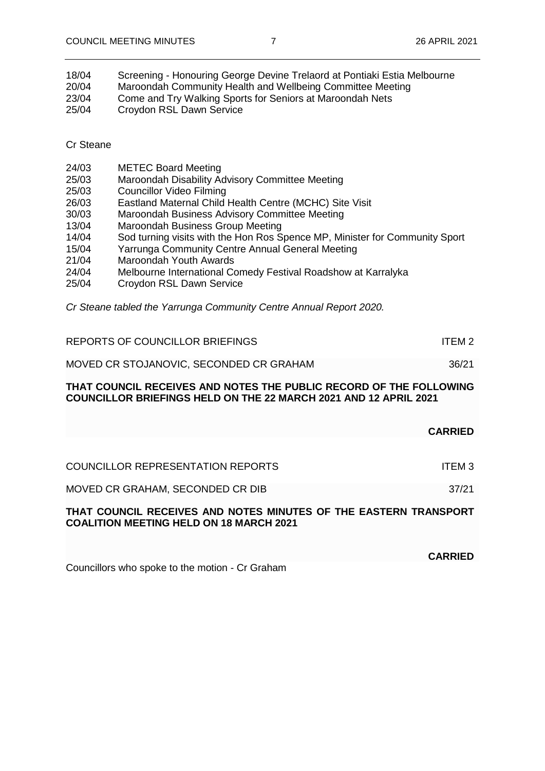18/04 Screening - Honouring George Devine Trelaord at Pontiaki Estia Melbourne
20/04 Maroondah Community Health and Wellbeing Committee Meeting
23/04 Come and Try Walking Sports for Seniors at Maroondah Nets
25/04 Croydon RSL Dawn Service

Cr Steane

24/03 METEC Board Meeting
25/03 Maroondah Disability Advisory Committee Meeting
25/03 Councillor Video Filming
26/03 Eastland Maternal Child Health Centre (MCHC) Site Visit
30/03 Maroondah Business Advisory Committee Meeting
13/04 Maroondah Business Group Meeting
14/04 Sod turning visits with the Hon Ros Spence MP, Minister for Community Sport
15/04 Yarrunga Community Centre Annual General Meeting
21/04 Maroondah Youth Awards
24/04 Melbourne International Comedy Festival Roadshow at Karralyka
25/04 Croydon RSL Dawn Service

*Cr Steane tabled the Yarrunga Community Centre Annual Report 2020.*

REPORTS OF COUNCILLOR BRIEFINGS — ITEM 2

MOVED CR STOJANOVIC, SECONDED CR GRAHAM — 36/21

**THAT COUNCIL RECEIVES AND NOTES THE PUBLIC RECORD OF THE FOLLOWING COUNCILLOR BRIEFINGS HELD ON THE 22 MARCH 2021 AND 12 APRIL 2021**

**CARRIED**

COUNCILLOR REPRESENTATION REPORTS — ITEM 3

MOVED CR GRAHAM, SECONDED CR DIB — 37/21

**THAT COUNCIL RECEIVES AND NOTES MINUTES OF THE EASTERN TRANSPORT COALITION MEETING HELD ON 18 MARCH 2021**

**CARRIED**

Councillors who spoke to the motion - Cr Graham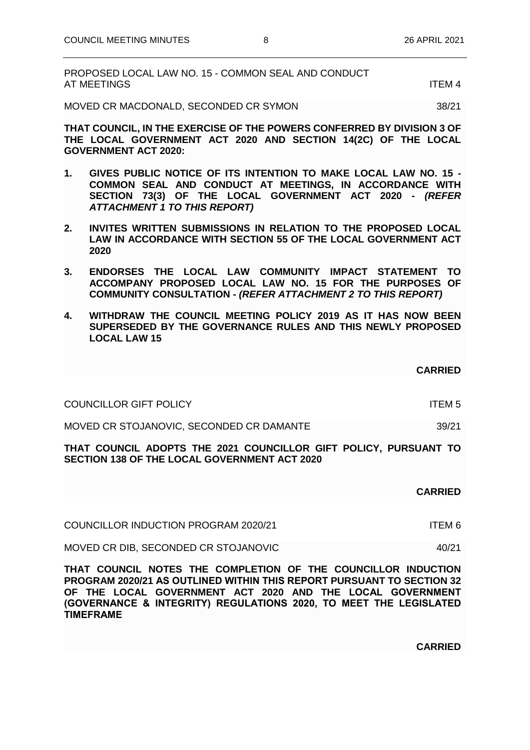PROPOSED LOCAL LAW NO. 15 - COMMON SEAL AND CONDUCT AT MEETINGS ITEM 4

MOVED CR MACDONALD, SECONDED CR SYMON 38/21

**THAT COUNCIL, IN THE EXERCISE OF THE POWERS CONFERRED BY DIVISION 3 OF THE LOCAL GOVERNMENT ACT 2020 AND SECTION 14(2C) OF THE LOCAL GOVERNMENT ACT 2020:**

1. **GIVES PUBLIC NOTICE OF ITS INTENTION TO MAKE LOCAL LAW NO. 15 - COMMON SEAL AND CONDUCT AT MEETINGS, IN ACCORDANCE WITH SECTION 73(3) OF THE LOCAL GOVERNMENT ACT 2020 -** ***(REFER ATTACHMENT 1 TO THIS REPORT)***

2. **INVITES WRITTEN SUBMISSIONS IN RELATION TO THE PROPOSED LOCAL LAW IN ACCORDANCE WITH SECTION 55 OF THE LOCAL GOVERNMENT ACT 2020**

3. **ENDORSES THE LOCAL LAW COMMUNITY IMPACT STATEMENT TO ACCOMPANY PROPOSED LOCAL LAW NO. 15 FOR THE PURPOSES OF COMMUNITY CONSULTATION -** ***(REFER ATTACHMENT 2 TO THIS REPORT)***

4. **WITHDRAW THE COUNCIL MEETING POLICY 2019 AS IT HAS NOW BEEN SUPERSEDED BY THE GOVERNANCE RULES AND THIS NEWLY PROPOSED LOCAL LAW 15**

**CARRIED**

COUNCILLOR GIFT POLICY ITEM 5

MOVED CR STOJANOVIC, SECONDED CR DAMANTE 39/21

**THAT COUNCIL ADOPTS THE 2021 COUNCILLOR GIFT POLICY, PURSUANT TO SECTION 138 OF THE LOCAL GOVERNMENT ACT 2020**

**CARRIED**

COUNCILLOR INDUCTION PROGRAM 2020/21 ITEM 6

MOVED CR DIB, SECONDED CR STOJANOVIC 40/21

**THAT COUNCIL NOTES THE COMPLETION OF THE COUNCILLOR INDUCTION PROGRAM 2020/21 AS OUTLINED WITHIN THIS REPORT PURSUANT TO SECTION 32 OF THE LOCAL GOVERNMENT ACT 2020 AND THE LOCAL GOVERNMENT (GOVERNANCE & INTEGRITY) REGULATIONS 2020, TO MEET THE LEGISLATED TIMEFRAME**

**CARRIED**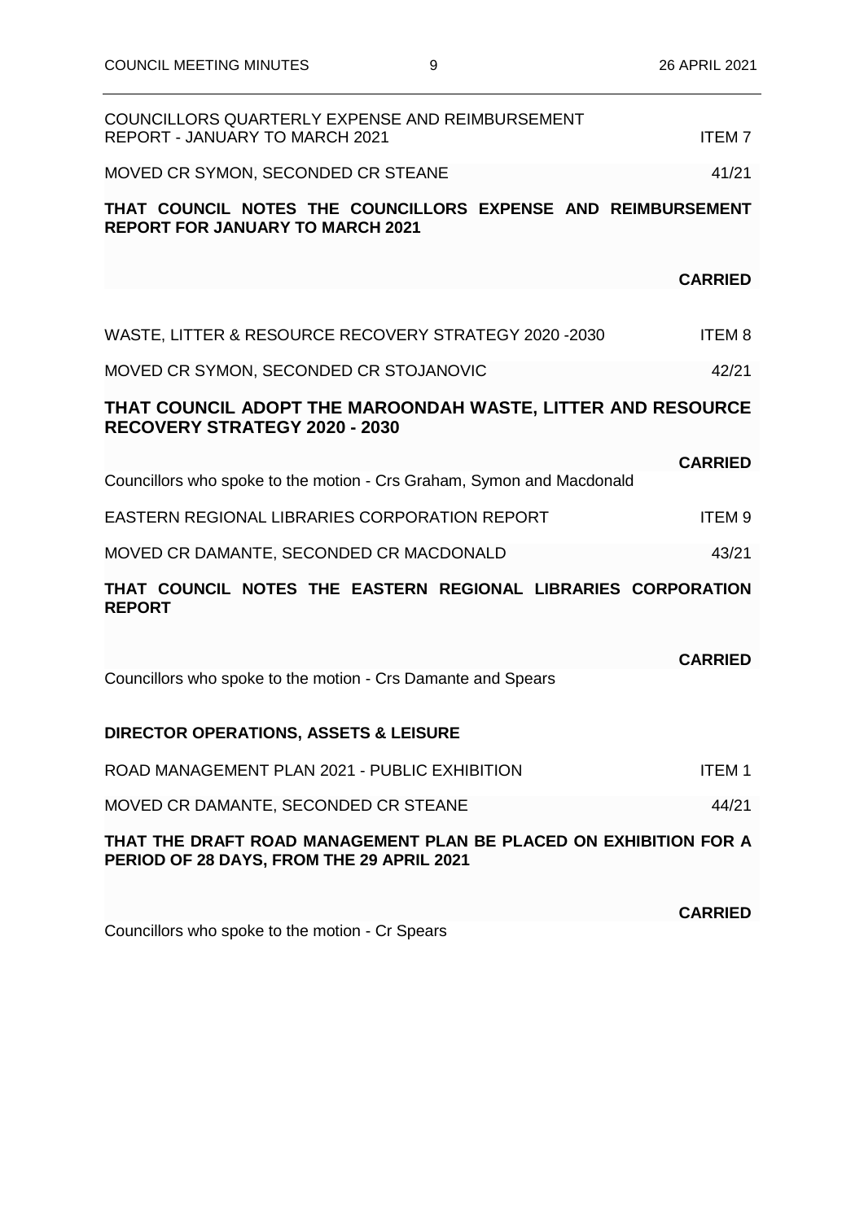COUNCILLORS QUARTERLY EXPENSE AND REIMBURSEMENT REPORT - JANUARY TO MARCH 2021 ITEM 7

MOVED CR SYMON, SECONDED CR STEANE 41/21

**THAT COUNCIL NOTES THE COUNCILLORS EXPENSE AND REIMBURSEMENT REPORT FOR JANUARY TO MARCH 2021**

**CARRIED**

WASTE, LITTER & RESOURCE RECOVERY STRATEGY 2020 -2030 ITEM 8

MOVED CR SYMON, SECONDED CR STOJANOVIC 42/21

**THAT COUNCIL ADOPT THE MAROONDAH WASTE, LITTER AND RESOURCE RECOVERY STRATEGY 2020 - 2030**

**CARRIED**

Councillors who spoke to the motion - Crs Graham, Symon and Macdonald

EASTERN REGIONAL LIBRARIES CORPORATION REPORT ITEM 9

MOVED CR DAMANTE, SECONDED CR MACDONALD 43/21

**THAT COUNCIL NOTES THE EASTERN REGIONAL LIBRARIES CORPORATION REPORT**

**CARRIED**

Councillors who spoke to the motion - Crs Damante and Spears

**DIRECTOR OPERATIONS, ASSETS & LEISURE**

ROAD MANAGEMENT PLAN 2021 - PUBLIC EXHIBITION ITEM 1

MOVED CR DAMANTE, SECONDED CR STEANE 44/21

**THAT THE DRAFT ROAD MANAGEMENT PLAN BE PLACED ON EXHIBITION FOR A PERIOD OF 28 DAYS, FROM THE 29 APRIL 2021**

**CARRIED**

Councillors who spoke to the motion - Cr Spears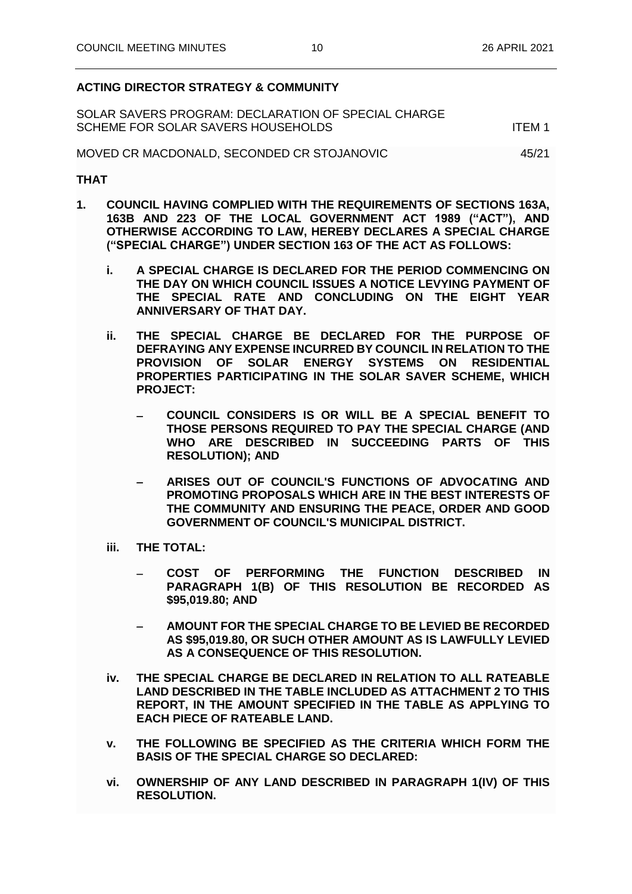**ACTING DIRECTOR STRATEGY & COMMUNITY**

SOLAR SAVERS PROGRAM: DECLARATION OF SPECIAL CHARGE SCHEME FOR SOLAR SAVERS HOUSEHOLDS ITEM 1

MOVED CR MACDONALD, SECONDED CR STOJANOVIC 45/21

**THAT**

1. **COUNCIL HAVING COMPLIED WITH THE REQUIREMENTS OF SECTIONS 163A, 163B AND 223 OF THE LOCAL GOVERNMENT ACT 1989 ("ACT"), AND OTHERWISE ACCORDING TO LAW, HEREBY DECLARES A SPECIAL CHARGE ("SPECIAL CHARGE") UNDER SECTION 163 OF THE ACT AS FOLLOWS:**

   i. **A SPECIAL CHARGE IS DECLARED FOR THE PERIOD COMMENCING ON THE DAY ON WHICH COUNCIL ISSUES A NOTICE LEVYING PAYMENT OF THE SPECIAL RATE AND CONCLUDING ON THE EIGHT YEAR ANNIVERSARY OF THAT DAY.**

   ii. **THE SPECIAL CHARGE BE DECLARED FOR THE PURPOSE OF DEFRAYING ANY EXPENSE INCURRED BY COUNCIL IN RELATION TO THE PROVISION OF SOLAR ENERGY SYSTEMS ON RESIDENTIAL PROPERTIES PARTICIPATING IN THE SOLAR SAVER SCHEME, WHICH PROJECT:**

      – **COUNCIL CONSIDERS IS OR WILL BE A SPECIAL BENEFIT TO THOSE PERSONS REQUIRED TO PAY THE SPECIAL CHARGE (AND WHO ARE DESCRIBED IN SUCCEEDING PARTS OF THIS RESOLUTION); AND**

      – **ARISES OUT OF COUNCIL'S FUNCTIONS OF ADVOCATING AND PROMOTING PROPOSALS WHICH ARE IN THE BEST INTERESTS OF THE COMMUNITY AND ENSURING THE PEACE, ORDER AND GOOD GOVERNMENT OF COUNCIL'S MUNICIPAL DISTRICT.**

   iii. **THE TOTAL:**

      – **COST OF PERFORMING THE FUNCTION DESCRIBED IN PARAGRAPH 1(B) OF THIS RESOLUTION BE RECORDED AS \$95,019.80; AND**

      – **AMOUNT FOR THE SPECIAL CHARGE TO BE LEVIED BE RECORDED AS \$95,019.80, OR SUCH OTHER AMOUNT AS IS LAWFULLY LEVIED AS A CONSEQUENCE OF THIS RESOLUTION.**

   iv. **THE SPECIAL CHARGE BE DECLARED IN RELATION TO ALL RATEABLE LAND DESCRIBED IN THE TABLE INCLUDED AS ATTACHMENT 2 TO THIS REPORT, IN THE AMOUNT SPECIFIED IN THE TABLE AS APPLYING TO EACH PIECE OF RATEABLE LAND.**

   v. **THE FOLLOWING BE SPECIFIED AS THE CRITERIA WHICH FORM THE BASIS OF THE SPECIAL CHARGE SO DECLARED:**

   vi. **OWNERSHIP OF ANY LAND DESCRIBED IN PARAGRAPH 1(IV) OF THIS RESOLUTION.**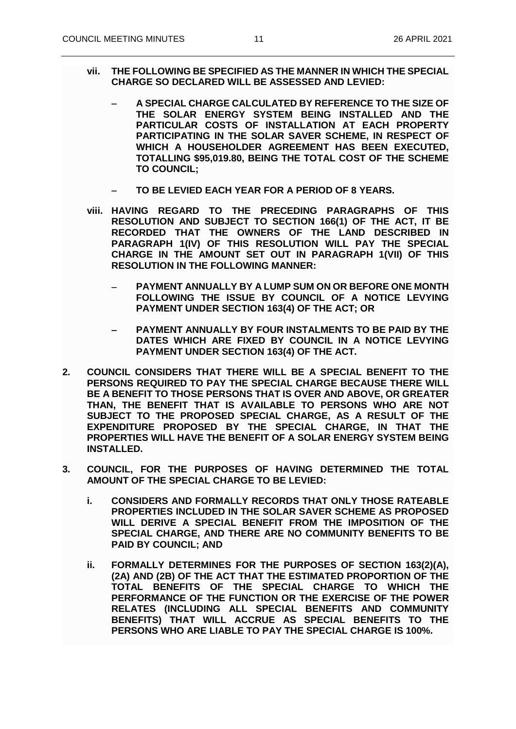**vii. THE FOLLOWING BE SPECIFIED AS THE MANNER IN WHICH THE SPECIAL CHARGE SO DECLARED WILL BE ASSESSED AND LEVIED:**

- **A SPECIAL CHARGE CALCULATED BY REFERENCE TO THE SIZE OF THE SOLAR ENERGY SYSTEM BEING INSTALLED AND THE PARTICULAR COSTS OF INSTALLATION AT EACH PROPERTY PARTICIPATING IN THE SOLAR SAVER SCHEME, IN RESPECT OF WHICH A HOUSEHOLDER AGREEMENT HAS BEEN EXECUTED, TOTALLING $95,019.80, BEING THE TOTAL COST OF THE SCHEME TO COUNCIL;**

- **TO BE LEVIED EACH YEAR FOR A PERIOD OF 8 YEARS.**

**viii. HAVING REGARD TO THE PRECEDING PARAGRAPHS OF THIS RESOLUTION AND SUBJECT TO SECTION 166(1) OF THE ACT, IT BE RECORDED THAT THE OWNERS OF THE LAND DESCRIBED IN PARAGRAPH 1(IV) OF THIS RESOLUTION WILL PAY THE SPECIAL CHARGE IN THE AMOUNT SET OUT IN PARAGRAPH 1(VII) OF THIS RESOLUTION IN THE FOLLOWING MANNER:**

- **PAYMENT ANNUALLY BY A LUMP SUM ON OR BEFORE ONE MONTH FOLLOWING THE ISSUE BY COUNCIL OF A NOTICE LEVYING PAYMENT UNDER SECTION 163(4) OF THE ACT; OR**

- **PAYMENT ANNUALLY BY FOUR INSTALMENTS TO BE PAID BY THE DATES WHICH ARE FIXED BY COUNCIL IN A NOTICE LEVYING PAYMENT UNDER SECTION 163(4) OF THE ACT.**

**2. COUNCIL CONSIDERS THAT THERE WILL BE A SPECIAL BENEFIT TO THE PERSONS REQUIRED TO PAY THE SPECIAL CHARGE BECAUSE THERE WILL BE A BENEFIT TO THOSE PERSONS THAT IS OVER AND ABOVE, OR GREATER THAN, THE BENEFIT THAT IS AVAILABLE TO PERSONS WHO ARE NOT SUBJECT TO THE PROPOSED SPECIAL CHARGE, AS A RESULT OF THE EXPENDITURE PROPOSED BY THE SPECIAL CHARGE, IN THAT THE PROPERTIES WILL HAVE THE BENEFIT OF A SOLAR ENERGY SYSTEM BEING INSTALLED.**

**3. COUNCIL, FOR THE PURPOSES OF HAVING DETERMINED THE TOTAL AMOUNT OF THE SPECIAL CHARGE TO BE LEVIED:**

**i. CONSIDERS AND FORMALLY RECORDS THAT ONLY THOSE RATEABLE PROPERTIES INCLUDED IN THE SOLAR SAVER SCHEME AS PROPOSED WILL DERIVE A SPECIAL BENEFIT FROM THE IMPOSITION OF THE SPECIAL CHARGE, AND THERE ARE NO COMMUNITY BENEFITS TO BE PAID BY COUNCIL; AND**

**ii. FORMALLY DETERMINES FOR THE PURPOSES OF SECTION 163(2)(A), (2A) AND (2B) OF THE ACT THAT THE ESTIMATED PROPORTION OF THE TOTAL BENEFITS OF THE SPECIAL CHARGE TO WHICH THE PERFORMANCE OF THE FUNCTION OR THE EXERCISE OF THE POWER RELATES (INCLUDING ALL SPECIAL BENEFITS AND COMMUNITY BENEFITS) THAT WILL ACCRUE AS SPECIAL BENEFITS TO THE PERSONS WHO ARE LIABLE TO PAY THE SPECIAL CHARGE IS 100%.**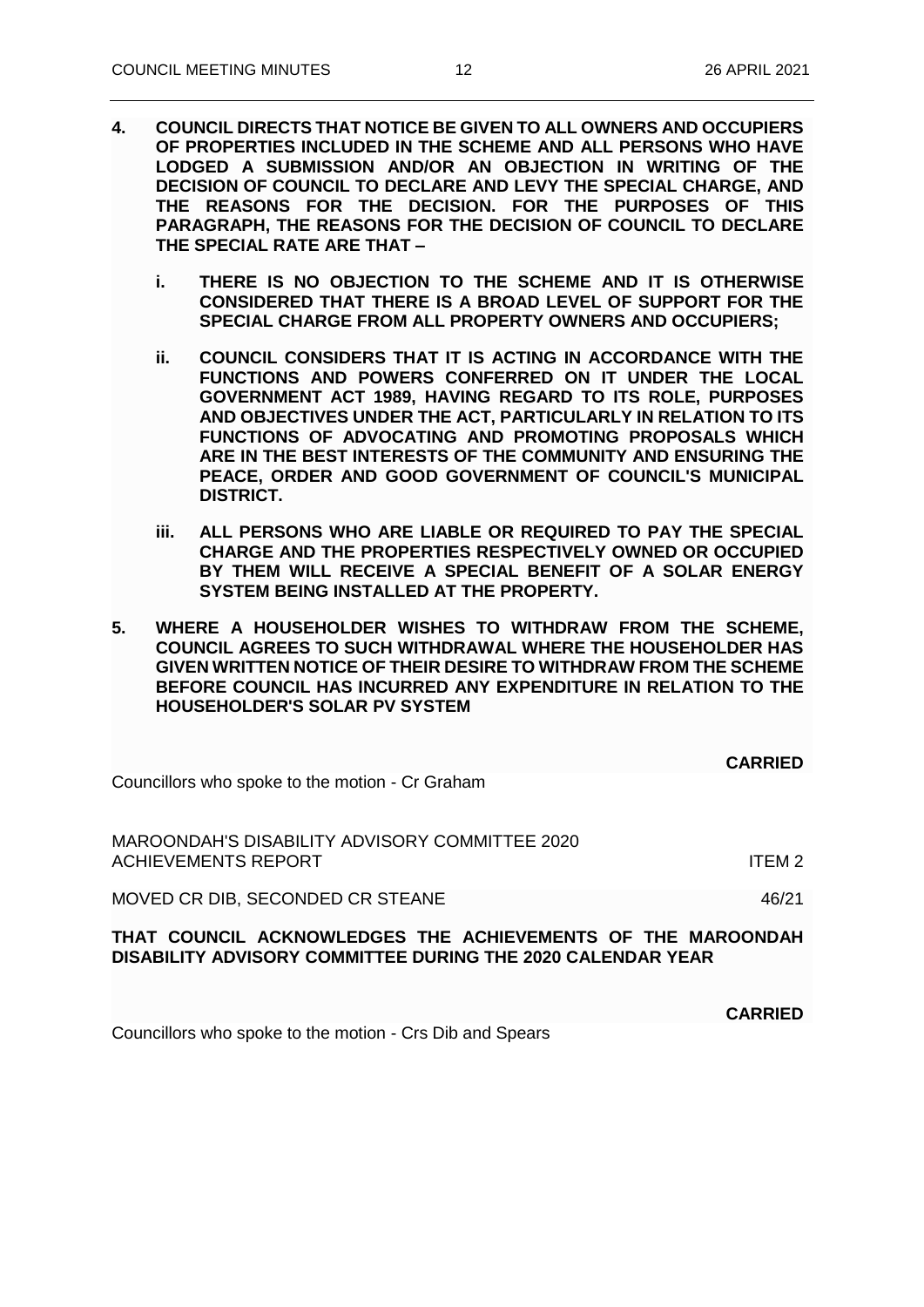4. **COUNCIL DIRECTS THAT NOTICE BE GIVEN TO ALL OWNERS AND OCCUPIERS OF PROPERTIES INCLUDED IN THE SCHEME AND ALL PERSONS WHO HAVE LODGED A SUBMISSION AND/OR AN OBJECTION IN WRITING OF THE DECISION OF COUNCIL TO DECLARE AND LEVY THE SPECIAL CHARGE, AND THE REASONS FOR THE DECISION. FOR THE PURPOSES OF THIS PARAGRAPH, THE REASONS FOR THE DECISION OF COUNCIL TO DECLARE THE SPECIAL RATE ARE THAT –**

   i. **THERE IS NO OBJECTION TO THE SCHEME AND IT IS OTHERWISE CONSIDERED THAT THERE IS A BROAD LEVEL OF SUPPORT FOR THE SPECIAL CHARGE FROM ALL PROPERTY OWNERS AND OCCUPIERS;**

   ii. **COUNCIL CONSIDERS THAT IT IS ACTING IN ACCORDANCE WITH THE FUNCTIONS AND POWERS CONFERRED ON IT UNDER THE LOCAL GOVERNMENT ACT 1989, HAVING REGARD TO ITS ROLE, PURPOSES AND OBJECTIVES UNDER THE ACT, PARTICULARLY IN RELATION TO ITS FUNCTIONS OF ADVOCATING AND PROMOTING PROPOSALS WHICH ARE IN THE BEST INTERESTS OF THE COMMUNITY AND ENSURING THE PEACE, ORDER AND GOOD GOVERNMENT OF COUNCIL'S MUNICIPAL DISTRICT.**

   iii. **ALL PERSONS WHO ARE LIABLE OR REQUIRED TO PAY THE SPECIAL CHARGE AND THE PROPERTIES RESPECTIVELY OWNED OR OCCUPIED BY THEM WILL RECEIVE A SPECIAL BENEFIT OF A SOLAR ENERGY SYSTEM BEING INSTALLED AT THE PROPERTY.**

5. **WHERE A HOUSEHOLDER WISHES TO WITHDRAW FROM THE SCHEME, COUNCIL AGREES TO SUCH WITHDRAWAL WHERE THE HOUSEHOLDER HAS GIVEN WRITTEN NOTICE OF THEIR DESIRE TO WITHDRAW FROM THE SCHEME BEFORE COUNCIL HAS INCURRED ANY EXPENDITURE IN RELATION TO THE HOUSEHOLDER'S SOLAR PV SYSTEM**

**CARRIED**

Councillors who spoke to the motion - Cr Graham

MAROONDAH'S DISABILITY ADVISORY COMMITTEE 2020 ACHIEVEMENTS REPORT — ITEM 2

MOVED CR DIB, SECONDED CR STEANE — 46/21

**THAT COUNCIL ACKNOWLEDGES THE ACHIEVEMENTS OF THE MAROONDAH DISABILITY ADVISORY COMMITTEE DURING THE 2020 CALENDAR YEAR**

**CARRIED**

Councillors who spoke to the motion - Crs Dib and Spears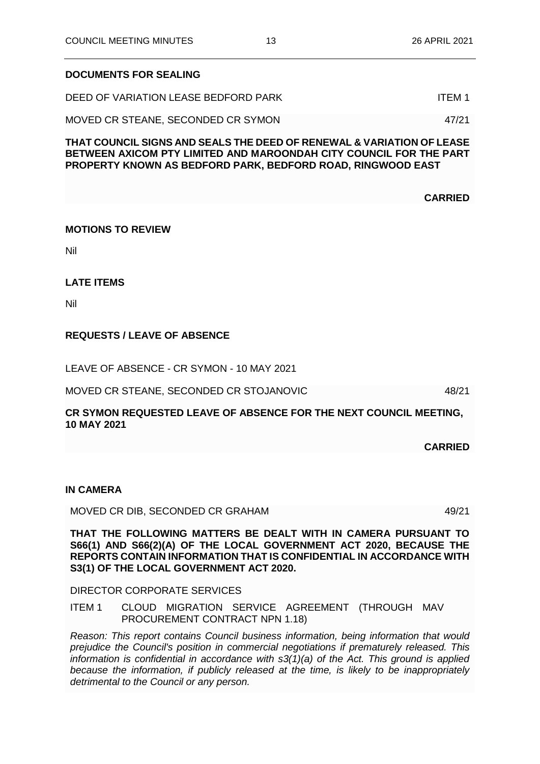## DOCUMENTS FOR SEALING

DEED OF VARIATION LEASE BEDFORD PARK ITEM 1

MOVED CR STEANE, SECONDED CR SYMON 47/21

**THAT COUNCIL SIGNS AND SEALS THE DEED OF RENEWAL & VARIATION OF LEASE BETWEEN AXICOM PTY LIMITED AND MAROONDAH CITY COUNCIL FOR THE PART PROPERTY KNOWN AS BEDFORD PARK, BEDFORD ROAD, RINGWOOD EAST**

**CARRIED**

## MOTIONS TO REVIEW

Nil

## LATE ITEMS

Nil

## REQUESTS / LEAVE OF ABSENCE

LEAVE OF ABSENCE - CR SYMON - 10 MAY 2021

MOVED CR STEANE, SECONDED CR STOJANOVIC 48/21

**CR SYMON REQUESTED LEAVE OF ABSENCE FOR THE NEXT COUNCIL MEETING, 10 MAY 2021**

**CARRIED**

## IN CAMERA

MOVED CR DIB, SECONDED CR GRAHAM 49/21

**THAT THE FOLLOWING MATTERS BE DEALT WITH IN CAMERA PURSUANT TO S66(1) AND S66(2)(A) OF THE LOCAL GOVERNMENT ACT 2020, BECAUSE THE REPORTS CONTAIN INFORMATION THAT IS CONFIDENTIAL IN ACCORDANCE WITH S3(1) OF THE LOCAL GOVERNMENT ACT 2020.**

DIRECTOR CORPORATE SERVICES

ITEM 1 CLOUD MIGRATION SERVICE AGREEMENT (THROUGH MAV PROCUREMENT CONTRACT NPN 1.18)

*Reason: This report contains Council business information, being information that would prejudice the Council's position in commercial negotiations if prematurely released. This information is confidential in accordance with s3(1)(a) of the Act. This ground is applied because the information, if publicly released at the time, is likely to be inappropriately detrimental to the Council or any person.*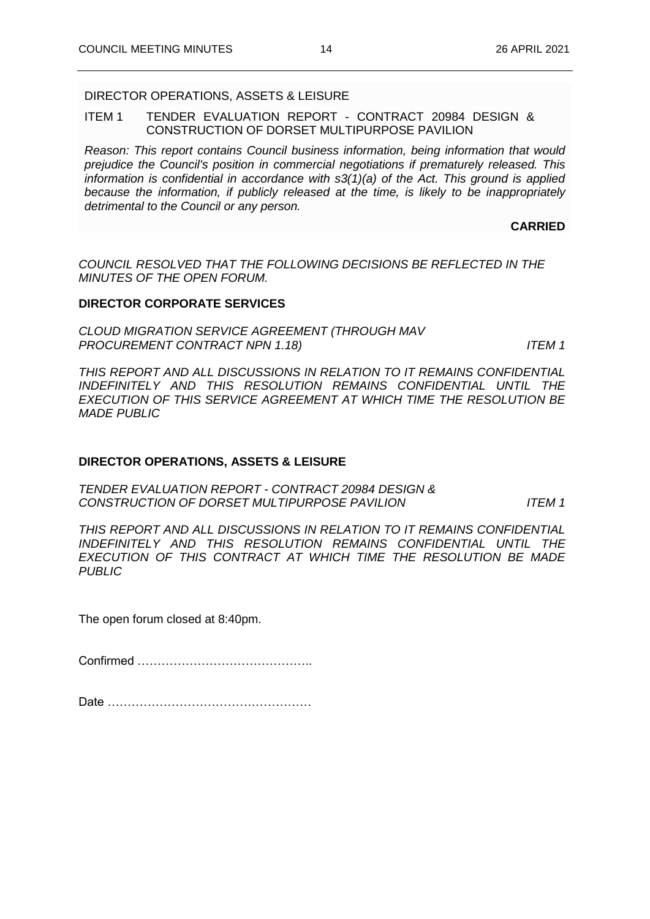DIRECTOR OPERATIONS, ASSETS & LEISURE

ITEM 1 TENDER EVALUATION REPORT - CONTRACT 20984 DESIGN & CONSTRUCTION OF DORSET MULTIPURPOSE PAVILION

*Reason: This report contains Council business information, being information that would prejudice the Council's position in commercial negotiations if prematurely released. This information is confidential in accordance with s3(1)(a) of the Act. This ground is applied because the information, if publicly released at the time, is likely to be inappropriately detrimental to the Council or any person.*

**CARRIED**

*COUNCIL RESOLVED THAT THE FOLLOWING DECISIONS BE REFLECTED IN THE MINUTES OF THE OPEN FORUM.*

**DIRECTOR CORPORATE SERVICES**

*CLOUD MIGRATION SERVICE AGREEMENT (THROUGH MAV PROCUREMENT CONTRACT NPN 1.18)* *ITEM 1*

*THIS REPORT AND ALL DISCUSSIONS IN RELATION TO IT REMAINS CONFIDENTIAL INDEFINITELY AND THIS RESOLUTION REMAINS CONFIDENTIAL UNTIL THE EXECUTION OF THIS SERVICE AGREEMENT AT WHICH TIME THE RESOLUTION BE MADE PUBLIC*

**DIRECTOR OPERATIONS, ASSETS & LEISURE**

*TENDER EVALUATION REPORT - CONTRACT 20984 DESIGN & CONSTRUCTION OF DORSET MULTIPURPOSE PAVILION* *ITEM 1*

*THIS REPORT AND ALL DISCUSSIONS IN RELATION TO IT REMAINS CONFIDENTIAL INDEFINITELY AND THIS RESOLUTION REMAINS CONFIDENTIAL UNTIL THE EXECUTION OF THIS CONTRACT AT WHICH TIME THE RESOLUTION BE MADE PUBLIC*

The open forum closed at 8:40pm.

Confirmed ……………………………………..

Date ……………………………………………